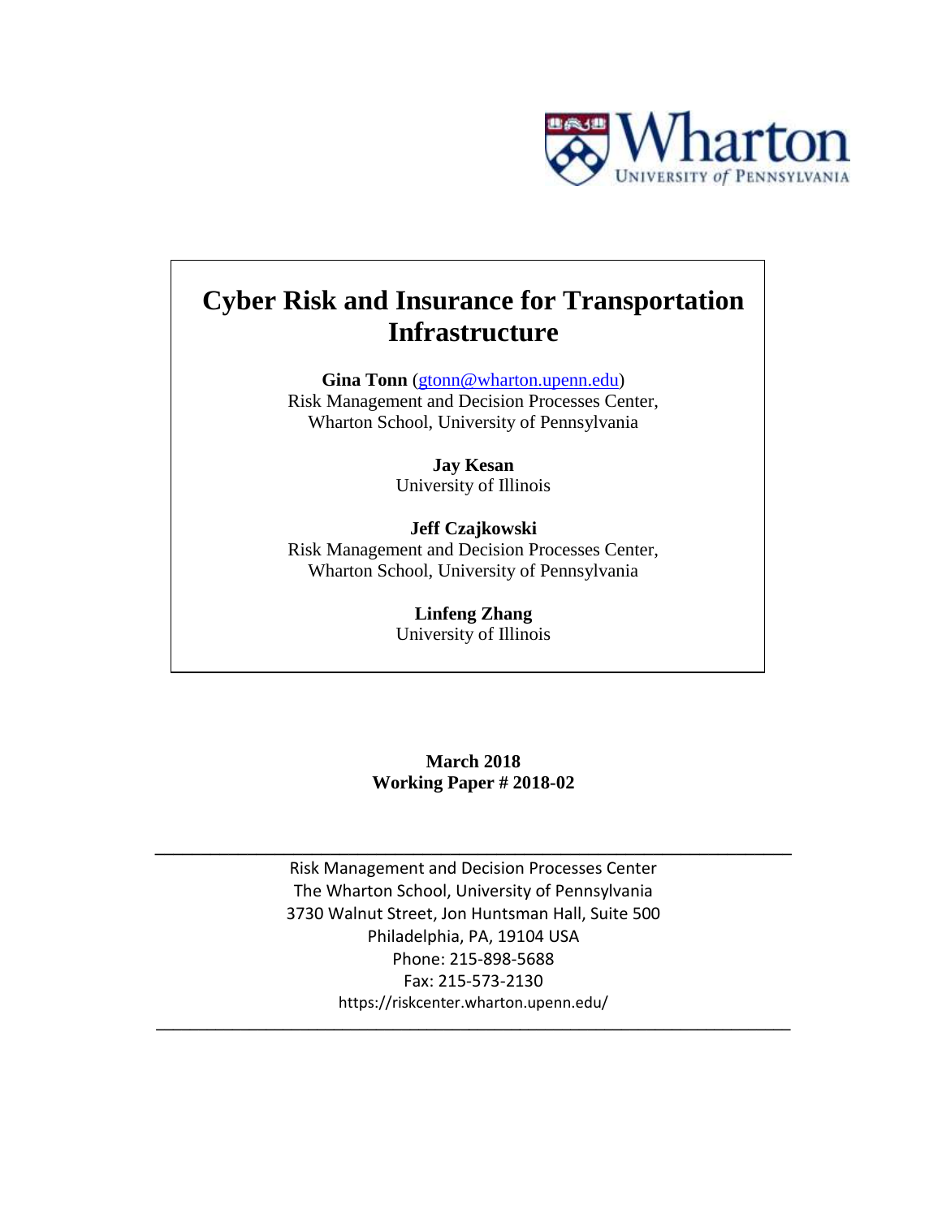# Cyber Risk and Insurance for Transportation Infrastructure

**Gina Tonn** (gtonn@wharton.upenn.edu)
Risk Management and Decision Processes Center,
Wharton School, University of Pennsylvania

**Jay Kesan**
University of Illinois

**Jeff Czajkowski**
Risk Management and Decision Processes Center,
Wharton School, University of Pennsylvania

**Linfeng Zhang**
University of Illinois

**March 2018**
**Working Paper # 2018-02**

---

Risk Management and Decision Processes Center
The Wharton School, University of Pennsylvania
3730 Walnut Street, Jon Huntsman Hall, Suite 500
Philadelphia, PA, 19104 USA
Phone: 215-898-5688
Fax: 215-573-2130
https://riskcenter.wharton.upenn.edu/

---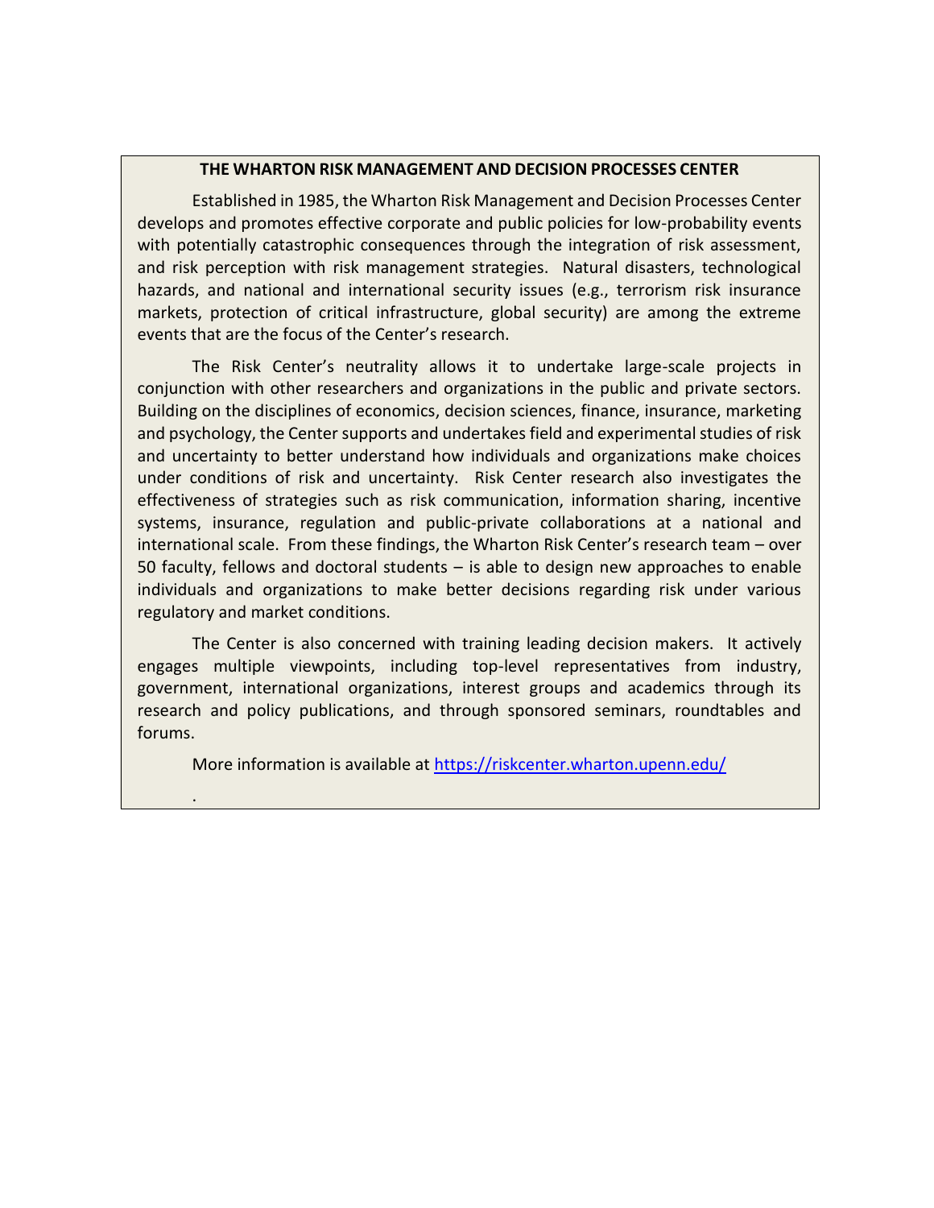## THE WHARTON RISK MANAGEMENT AND DECISION PROCESSES CENTER

Established in 1985, the Wharton Risk Management and Decision Processes Center develops and promotes effective corporate and public policies for low-probability events with potentially catastrophic consequences through the integration of risk assessment, and risk perception with risk management strategies. Natural disasters, technological hazards, and national and international security issues (e.g., terrorism risk insurance markets, protection of critical infrastructure, global security) are among the extreme events that are the focus of the Center's research.

The Risk Center's neutrality allows it to undertake large-scale projects in conjunction with other researchers and organizations in the public and private sectors. Building on the disciplines of economics, decision sciences, finance, insurance, marketing and psychology, the Center supports and undertakes field and experimental studies of risk and uncertainty to better understand how individuals and organizations make choices under conditions of risk and uncertainty. Risk Center research also investigates the effectiveness of strategies such as risk communication, information sharing, incentive systems, insurance, regulation and public-private collaborations at a national and international scale. From these findings, the Wharton Risk Center's research team – over 50 faculty, fellows and doctoral students – is able to design new approaches to enable individuals and organizations to make better decisions regarding risk under various regulatory and market conditions.

The Center is also concerned with training leading decision makers. It actively engages multiple viewpoints, including top-level representatives from industry, government, international organizations, interest groups and academics through its research and policy publications, and through sponsored seminars, roundtables and forums.

More information is available at https://riskcenter.wharton.upenn.edu/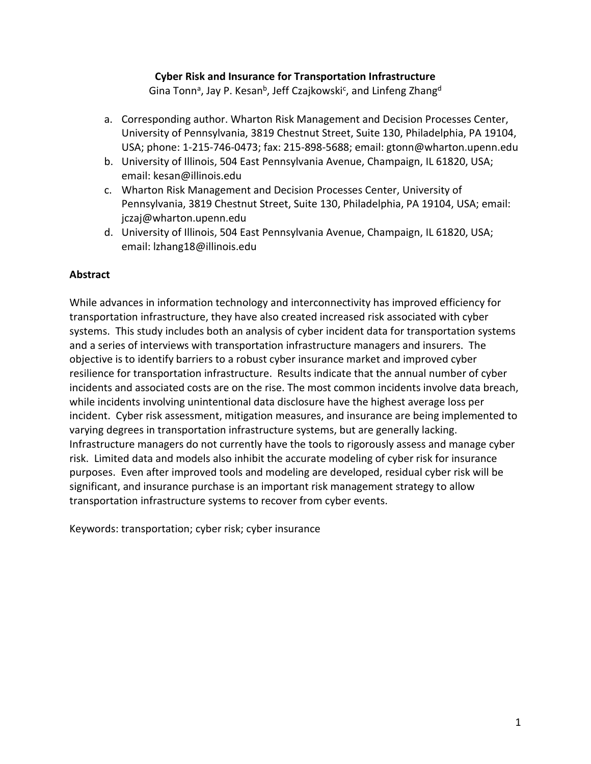**Cyber Risk and Insurance for Transportation Infrastructure**

Gina Tonn[a], Jay P. Kesan[b], Jeff Czajkowski[c], and Linfeng Zhang[d]

a. Corresponding author. Wharton Risk Management and Decision Processes Center, University of Pennsylvania, 3819 Chestnut Street, Suite 130, Philadelphia, PA 19104, USA; phone: 1-215-746-0473; fax: 215-898-5688; email: gtonn@wharton.upenn.edu
b. University of Illinois, 504 East Pennsylvania Avenue, Champaign, IL 61820, USA; email: kesan@illinois.edu
c. Wharton Risk Management and Decision Processes Center, University of Pennsylvania, 3819 Chestnut Street, Suite 130, Philadelphia, PA 19104, USA; email: jczaj@wharton.upenn.edu
d. University of Illinois, 504 East Pennsylvania Avenue, Champaign, IL 61820, USA; email: lzhang18@illinois.edu

## Abstract

While advances in information technology and interconnectivity has improved efficiency for transportation infrastructure, they have also created increased risk associated with cyber systems. This study includes both an analysis of cyber incident data for transportation systems and a series of interviews with transportation infrastructure managers and insurers. The objective is to identify barriers to a robust cyber insurance market and improved cyber resilience for transportation infrastructure. Results indicate that the annual number of cyber incidents and associated costs are on the rise. The most common incidents involve data breach, while incidents involving unintentional data disclosure have the highest average loss per incident. Cyber risk assessment, mitigation measures, and insurance are being implemented to varying degrees in transportation infrastructure systems, but are generally lacking. Infrastructure managers do not currently have the tools to rigorously assess and manage cyber risk. Limited data and models also inhibit the accurate modeling of cyber risk for insurance purposes. Even after improved tools and modeling are developed, residual cyber risk will be significant, and insurance purchase is an important risk management strategy to allow transportation infrastructure systems to recover from cyber events.

Keywords: transportation; cyber risk; cyber insurance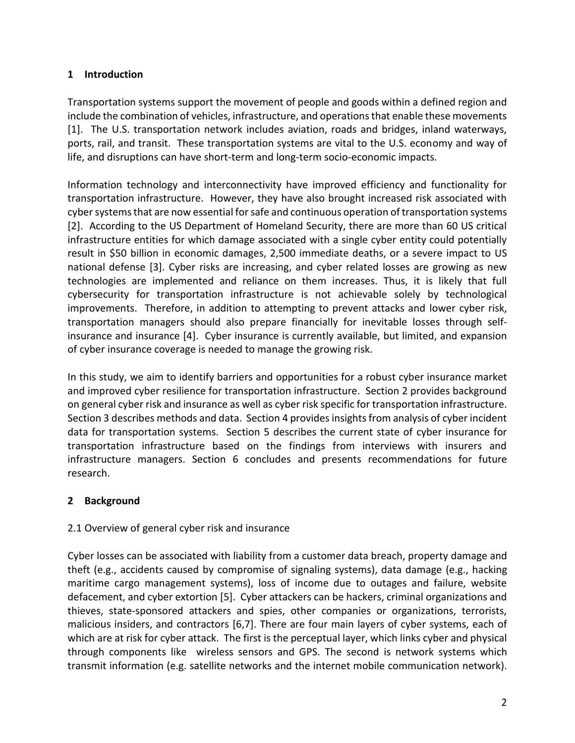## 1 Introduction

Transportation systems support the movement of people and goods within a defined region and include the combination of vehicles, infrastructure, and operations that enable these movements [1]. The U.S. transportation network includes aviation, roads and bridges, inland waterways, ports, rail, and transit. These transportation systems are vital to the U.S. economy and way of life, and disruptions can have short-term and long-term socio-economic impacts.

Information technology and interconnectivity have improved efficiency and functionality for transportation infrastructure. However, they have also brought increased risk associated with cyber systems that are now essential for safe and continuous operation of transportation systems [2]. According to the US Department of Homeland Security, there are more than 60 US critical infrastructure entities for which damage associated with a single cyber entity could potentially result in $50 billion in economic damages, 2,500 immediate deaths, or a severe impact to US national defense [3]. Cyber risks are increasing, and cyber related losses are growing as new technologies are implemented and reliance on them increases. Thus, it is likely that full cybersecurity for transportation infrastructure is not achievable solely by technological improvements. Therefore, in addition to attempting to prevent attacks and lower cyber risk, transportation managers should also prepare financially for inevitable losses through self-insurance and insurance [4]. Cyber insurance is currently available, but limited, and expansion of cyber insurance coverage is needed to manage the growing risk.

In this study, we aim to identify barriers and opportunities for a robust cyber insurance market and improved cyber resilience for transportation infrastructure. Section 2 provides background on general cyber risk and insurance as well as cyber risk specific for transportation infrastructure. Section 3 describes methods and data. Section 4 provides insights from analysis of cyber incident data for transportation systems. Section 5 describes the current state of cyber insurance for transportation infrastructure based on the findings from interviews with insurers and infrastructure managers. Section 6 concludes and presents recommendations for future research.

## 2 Background

### 2.1 Overview of general cyber risk and insurance

Cyber losses can be associated with liability from a customer data breach, property damage and theft (e.g., accidents caused by compromise of signaling systems), data damage (e.g., hacking maritime cargo management systems), loss of income due to outages and failure, website defacement, and cyber extortion [5]. Cyber attackers can be hackers, criminal organizations and thieves, state-sponsored attackers and spies, other companies or organizations, terrorists, malicious insiders, and contractors [6,7]. There are four main layers of cyber systems, each of which are at risk for cyber attack. The first is the perceptual layer, which links cyber and physical through components like wireless sensors and GPS. The second is network systems which transmit information (e.g. satellite networks and the internet mobile communication network).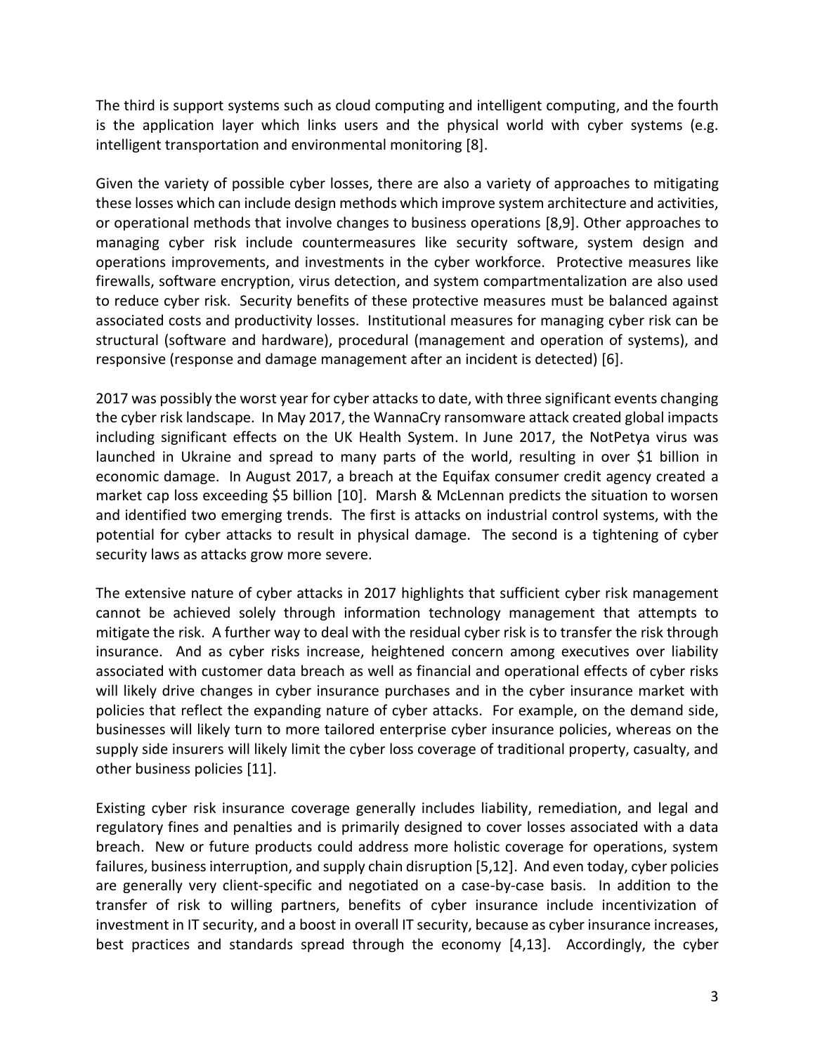The third is support systems such as cloud computing and intelligent computing, and the fourth is the application layer which links users and the physical world with cyber systems (e.g. intelligent transportation and environmental monitoring [8].

Given the variety of possible cyber losses, there are also a variety of approaches to mitigating these losses which can include design methods which improve system architecture and activities, or operational methods that involve changes to business operations [8,9]. Other approaches to managing cyber risk include countermeasures like security software, system design and operations improvements, and investments in the cyber workforce. Protective measures like firewalls, software encryption, virus detection, and system compartmentalization are also used to reduce cyber risk. Security benefits of these protective measures must be balanced against associated costs and productivity losses. Institutional measures for managing cyber risk can be structural (software and hardware), procedural (management and operation of systems), and responsive (response and damage management after an incident is detected) [6].

2017 was possibly the worst year for cyber attacks to date, with three significant events changing the cyber risk landscape. In May 2017, the WannaCry ransomware attack created global impacts including significant effects on the UK Health System. In June 2017, the NotPetya virus was launched in Ukraine and spread to many parts of the world, resulting in over $1 billion in economic damage. In August 2017, a breach at the Equifax consumer credit agency created a market cap loss exceeding $5 billion [10]. Marsh & McLennan predicts the situation to worsen and identified two emerging trends. The first is attacks on industrial control systems, with the potential for cyber attacks to result in physical damage. The second is a tightening of cyber security laws as attacks grow more severe.

The extensive nature of cyber attacks in 2017 highlights that sufficient cyber risk management cannot be achieved solely through information technology management that attempts to mitigate the risk. A further way to deal with the residual cyber risk is to transfer the risk through insurance. And as cyber risks increase, heightened concern among executives over liability associated with customer data breach as well as financial and operational effects of cyber risks will likely drive changes in cyber insurance purchases and in the cyber insurance market with policies that reflect the expanding nature of cyber attacks. For example, on the demand side, businesses will likely turn to more tailored enterprise cyber insurance policies, whereas on the supply side insurers will likely limit the cyber loss coverage of traditional property, casualty, and other business policies [11].

Existing cyber risk insurance coverage generally includes liability, remediation, and legal and regulatory fines and penalties and is primarily designed to cover losses associated with a data breach. New or future products could address more holistic coverage for operations, system failures, business interruption, and supply chain disruption [5,12]. And even today, cyber policies are generally very client-specific and negotiated on a case-by-case basis. In addition to the transfer of risk to willing partners, benefits of cyber insurance include incentivization of investment in IT security, and a boost in overall IT security, because as cyber insurance increases, best practices and standards spread through the economy [4,13]. Accordingly, the cyber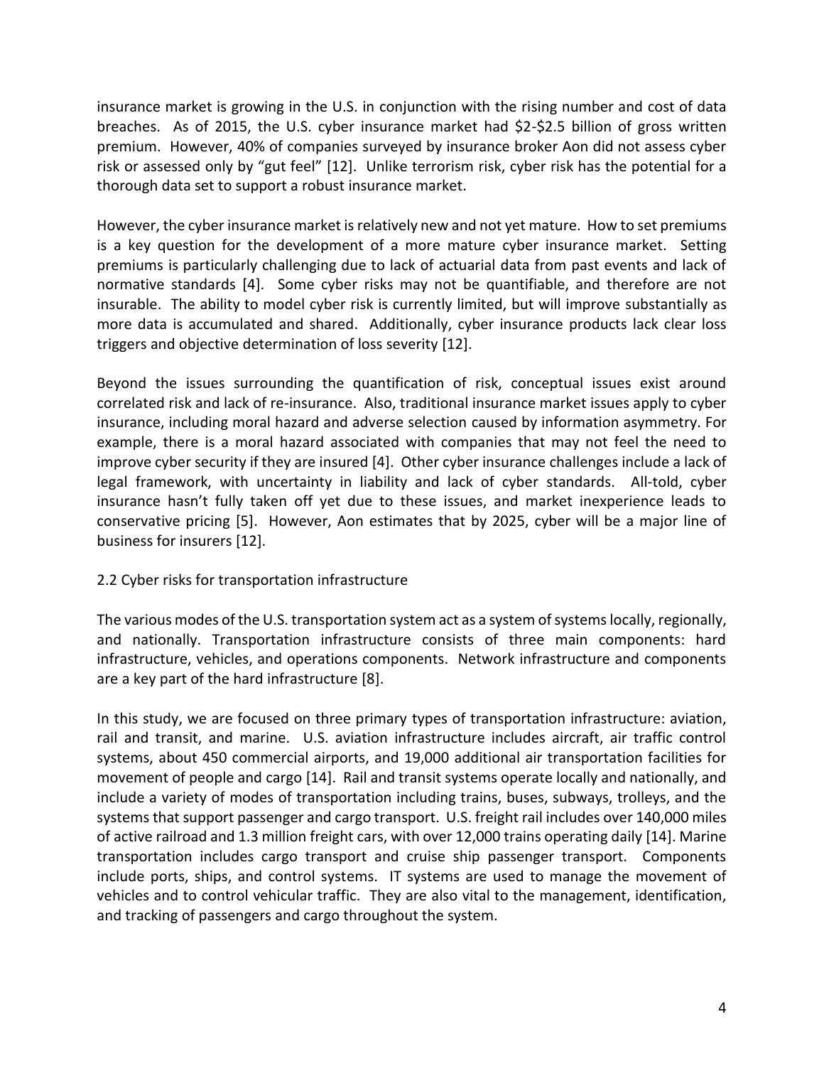insurance market is growing in the U.S. in conjunction with the rising number and cost of data breaches. As of 2015, the U.S. cyber insurance market had $2-$2.5 billion of gross written premium. However, 40% of companies surveyed by insurance broker Aon did not assess cyber risk or assessed only by "gut feel" [12]. Unlike terrorism risk, cyber risk has the potential for a thorough data set to support a robust insurance market.

However, the cyber insurance market is relatively new and not yet mature. How to set premiums is a key question for the development of a more mature cyber insurance market. Setting premiums is particularly challenging due to lack of actuarial data from past events and lack of normative standards [4]. Some cyber risks may not be quantifiable, and therefore are not insurable. The ability to model cyber risk is currently limited, but will improve substantially as more data is accumulated and shared. Additionally, cyber insurance products lack clear loss triggers and objective determination of loss severity [12].

Beyond the issues surrounding the quantification of risk, conceptual issues exist around correlated risk and lack of re-insurance. Also, traditional insurance market issues apply to cyber insurance, including moral hazard and adverse selection caused by information asymmetry. For example, there is a moral hazard associated with companies that may not feel the need to improve cyber security if they are insured [4]. Other cyber insurance challenges include a lack of legal framework, with uncertainty in liability and lack of cyber standards. All-told, cyber insurance hasn't fully taken off yet due to these issues, and market inexperience leads to conservative pricing [5]. However, Aon estimates that by 2025, cyber will be a major line of business for insurers [12].

## 2.2 Cyber risks for transportation infrastructure

The various modes of the U.S. transportation system act as a system of systems locally, regionally, and nationally. Transportation infrastructure consists of three main components: hard infrastructure, vehicles, and operations components. Network infrastructure and components are a key part of the hard infrastructure [8].

In this study, we are focused on three primary types of transportation infrastructure: aviation, rail and transit, and marine. U.S. aviation infrastructure includes aircraft, air traffic control systems, about 450 commercial airports, and 19,000 additional air transportation facilities for movement of people and cargo [14]. Rail and transit systems operate locally and nationally, and include a variety of modes of transportation including trains, buses, subways, trolleys, and the systems that support passenger and cargo transport. U.S. freight rail includes over 140,000 miles of active railroad and 1.3 million freight cars, with over 12,000 trains operating daily [14]. Marine transportation includes cargo transport and cruise ship passenger transport. Components include ports, ships, and control systems. IT systems are used to manage the movement of vehicles and to control vehicular traffic. They are also vital to the management, identification, and tracking of passengers and cargo throughout the system.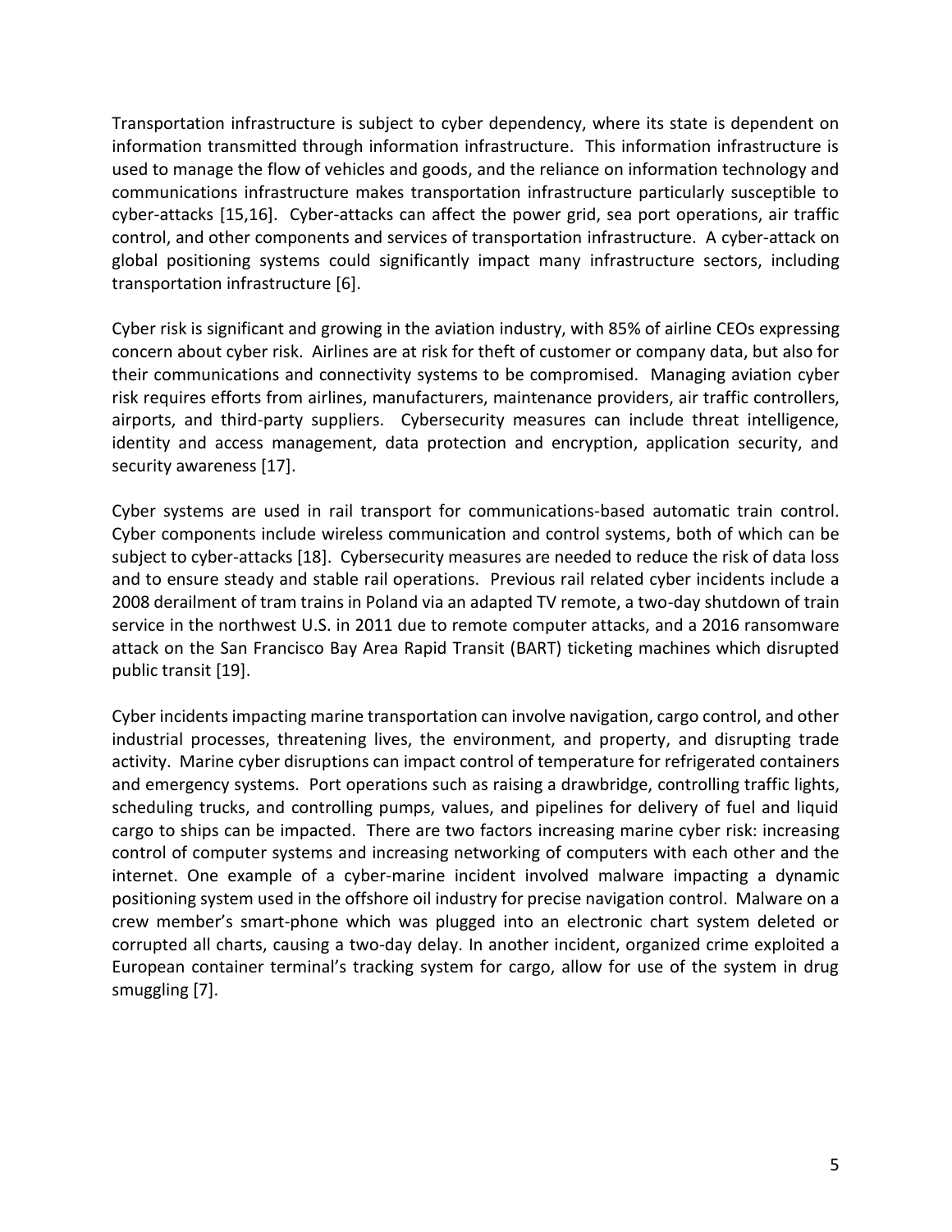Transportation infrastructure is subject to cyber dependency, where its state is dependent on information transmitted through information infrastructure. This information infrastructure is used to manage the flow of vehicles and goods, and the reliance on information technology and communications infrastructure makes transportation infrastructure particularly susceptible to cyber-attacks [15,16]. Cyber-attacks can affect the power grid, sea port operations, air traffic control, and other components and services of transportation infrastructure. A cyber-attack on global positioning systems could significantly impact many infrastructure sectors, including transportation infrastructure [6].

Cyber risk is significant and growing in the aviation industry, with 85% of airline CEOs expressing concern about cyber risk. Airlines are at risk for theft of customer or company data, but also for their communications and connectivity systems to be compromised. Managing aviation cyber risk requires efforts from airlines, manufacturers, maintenance providers, air traffic controllers, airports, and third-party suppliers. Cybersecurity measures can include threat intelligence, identity and access management, data protection and encryption, application security, and security awareness [17].

Cyber systems are used in rail transport for communications-based automatic train control. Cyber components include wireless communication and control systems, both of which can be subject to cyber-attacks [18]. Cybersecurity measures are needed to reduce the risk of data loss and to ensure steady and stable rail operations. Previous rail related cyber incidents include a 2008 derailment of tram trains in Poland via an adapted TV remote, a two-day shutdown of train service in the northwest U.S. in 2011 due to remote computer attacks, and a 2016 ransomware attack on the San Francisco Bay Area Rapid Transit (BART) ticketing machines which disrupted public transit [19].

Cyber incidents impacting marine transportation can involve navigation, cargo control, and other industrial processes, threatening lives, the environment, and property, and disrupting trade activity. Marine cyber disruptions can impact control of temperature for refrigerated containers and emergency systems. Port operations such as raising a drawbridge, controlling traffic lights, scheduling trucks, and controlling pumps, values, and pipelines for delivery of fuel and liquid cargo to ships can be impacted. There are two factors increasing marine cyber risk: increasing control of computer systems and increasing networking of computers with each other and the internet. One example of a cyber-marine incident involved malware impacting a dynamic positioning system used in the offshore oil industry for precise navigation control. Malware on a crew member's smart-phone which was plugged into an electronic chart system deleted or corrupted all charts, causing a two-day delay. In another incident, organized crime exploited a European container terminal's tracking system for cargo, allow for use of the system in drug smuggling [7].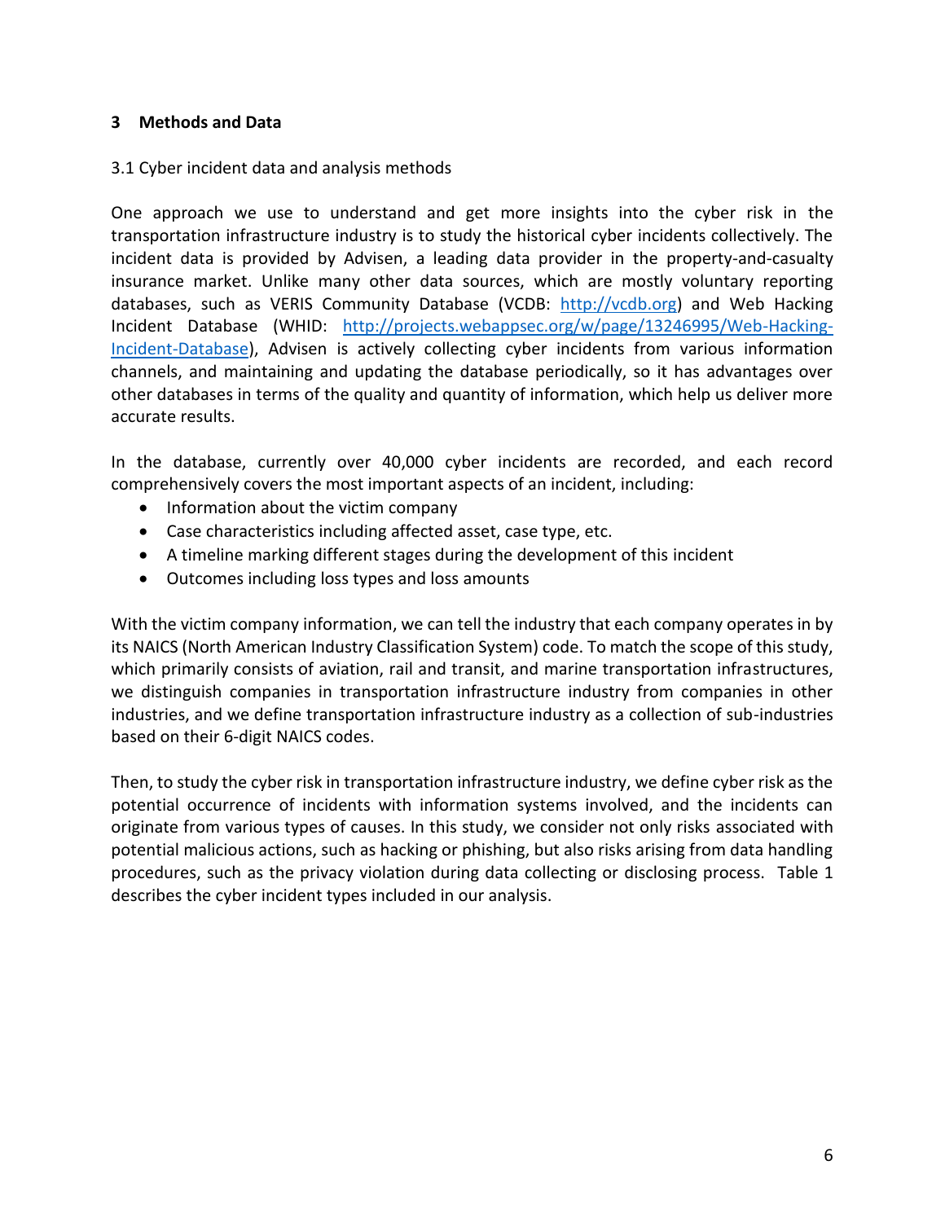## 3 Methods and Data

### 3.1 Cyber incident data and analysis methods

One approach we use to understand and get more insights into the cyber risk in the transportation infrastructure industry is to study the historical cyber incidents collectively. The incident data is provided by Advisen, a leading data provider in the property-and-casualty insurance market. Unlike many other data sources, which are mostly voluntary reporting databases, such as VERIS Community Database (VCDB: http://vcdb.org) and Web Hacking Incident Database (WHID: http://projects.webappsec.org/w/page/13246995/Web-Hacking-Incident-Database), Advisen is actively collecting cyber incidents from various information channels, and maintaining and updating the database periodically, so it has advantages over other databases in terms of the quality and quantity of information, which help us deliver more accurate results.

In the database, currently over 40,000 cyber incidents are recorded, and each record comprehensively covers the most important aspects of an incident, including:

- Information about the victim company
- Case characteristics including affected asset, case type, etc.
- A timeline marking different stages during the development of this incident
- Outcomes including loss types and loss amounts

With the victim company information, we can tell the industry that each company operates in by its NAICS (North American Industry Classification System) code. To match the scope of this study, which primarily consists of aviation, rail and transit, and marine transportation infrastructures, we distinguish companies in transportation infrastructure industry from companies in other industries, and we define transportation infrastructure industry as a collection of sub-industries based on their 6-digit NAICS codes.

Then, to study the cyber risk in transportation infrastructure industry, we define cyber risk as the potential occurrence of incidents with information systems involved, and the incidents can originate from various types of causes. In this study, we consider not only risks associated with potential malicious actions, such as hacking or phishing, but also risks arising from data handling procedures, such as the privacy violation during data collecting or disclosing process. Table 1 describes the cyber incident types included in our analysis.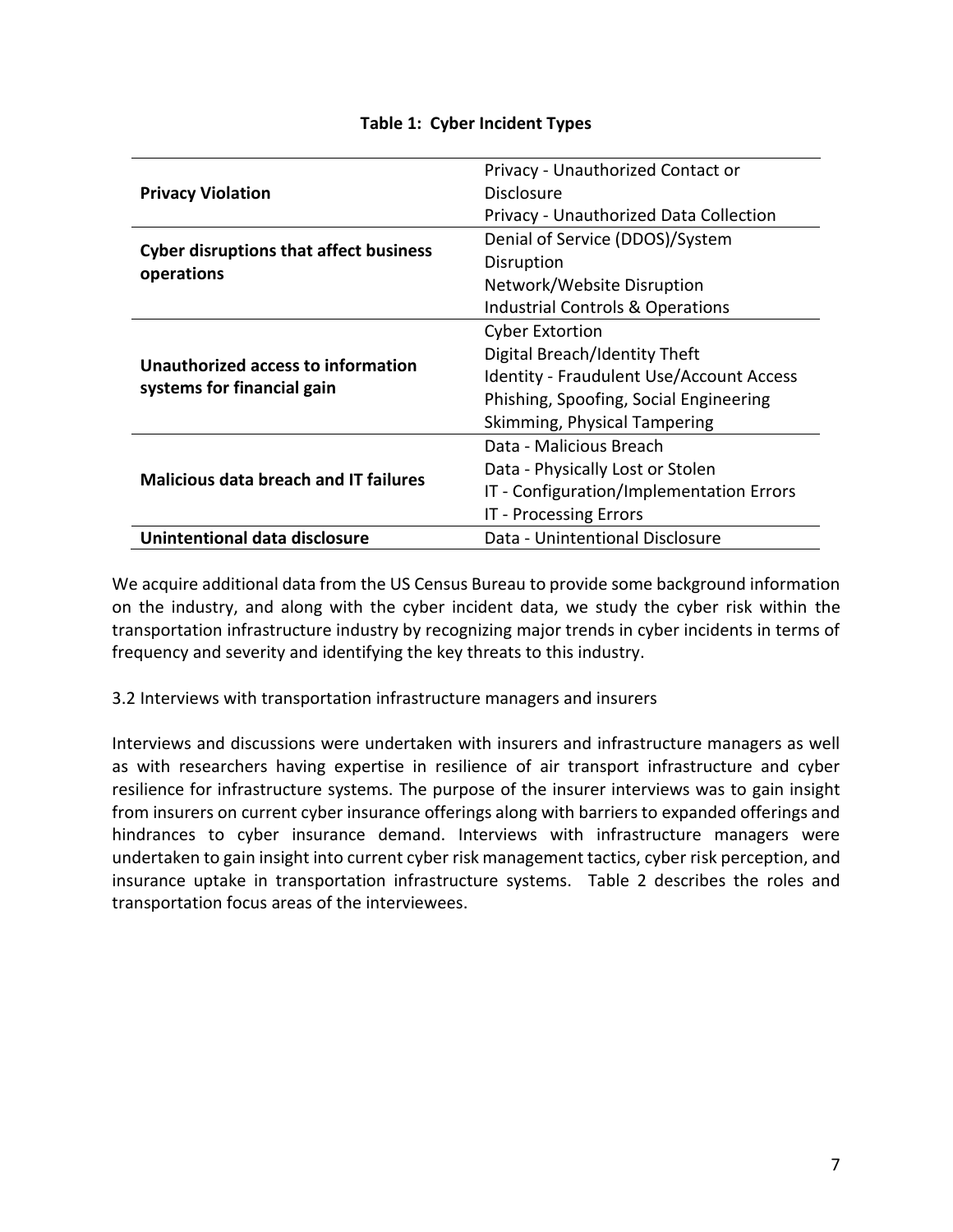**Table 1: Cyber Incident Types**

| | |
|---|---|
| **Privacy Violation** | Privacy - Unauthorized Contact or Disclosure<br>Privacy - Unauthorized Data Collection |
| **Cyber disruptions that affect business operations** | Denial of Service (DDOS)/System Disruption<br>Network/Website Disruption<br>Industrial Controls & Operations |
| **Unauthorized access to information systems for financial gain** | Cyber Extortion<br>Digital Breach/Identity Theft<br>Identity - Fraudulent Use/Account Access<br>Phishing, Spoofing, Social Engineering<br>Skimming, Physical Tampering |
| **Malicious data breach and IT failures** | Data - Malicious Breach<br>Data - Physically Lost or Stolen<br>IT - Configuration/Implementation Errors<br>IT - Processing Errors |
| **Unintentional data disclosure** | Data - Unintentional Disclosure |

We acquire additional data from the US Census Bureau to provide some background information on the industry, and along with the cyber incident data, we study the cyber risk within the transportation infrastructure industry by recognizing major trends in cyber incidents in terms of frequency and severity and identifying the key threats to this industry.

3.2 Interviews with transportation infrastructure managers and insurers

Interviews and discussions were undertaken with insurers and infrastructure managers as well as with researchers having expertise in resilience of air transport infrastructure and cyber resilience for infrastructure systems. The purpose of the insurer interviews was to gain insight from insurers on current cyber insurance offerings along with barriers to expanded offerings and hindrances to cyber insurance demand. Interviews with infrastructure managers were undertaken to gain insight into current cyber risk management tactics, cyber risk perception, and insurance uptake in transportation infrastructure systems. Table 2 describes the roles and transportation focus areas of the interviewees.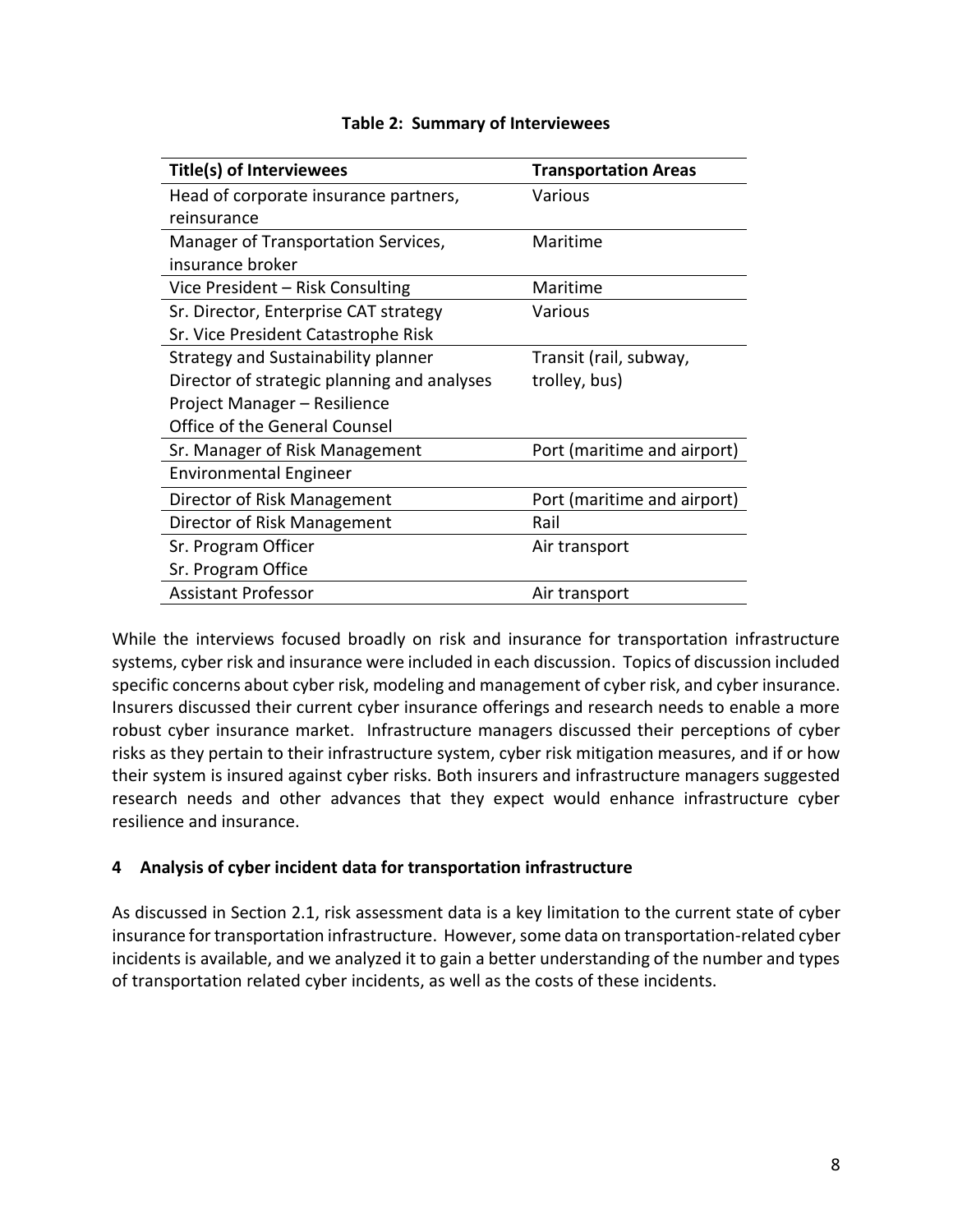**Table 2: Summary of Interviewees**

| Title(s) of Interviewees | Transportation Areas |
|---|---|
| Head of corporate insurance partners, reinsurance | Various |
| Manager of Transportation Services, insurance broker | Maritime |
| Vice President – Risk Consulting | Maritime |
| Sr. Director, Enterprise CAT strategy<br>Sr. Vice President Catastrophe Risk | Various |
| Strategy and Sustainability planner<br>Director of strategic planning and analyses<br>Project Manager – Resilience<br>Office of the General Counsel | Transit (rail, subway, trolley, bus) |
| Sr. Manager of Risk Management | Port (maritime and airport) |
| Environmental Engineer | |
| Director of Risk Management | Port (maritime and airport) |
| Director of Risk Management | Rail |
| Sr. Program Officer<br>Sr. Program Office | Air transport |
| Assistant Professor | Air transport |

While the interviews focused broadly on risk and insurance for transportation infrastructure systems, cyber risk and insurance were included in each discussion. Topics of discussion included specific concerns about cyber risk, modeling and management of cyber risk, and cyber insurance. Insurers discussed their current cyber insurance offerings and research needs to enable a more robust cyber insurance market. Infrastructure managers discussed their perceptions of cyber risks as they pertain to their infrastructure system, cyber risk mitigation measures, and if or how their system is insured against cyber risks. Both insurers and infrastructure managers suggested research needs and other advances that they expect would enhance infrastructure cyber resilience and insurance.

## 4 Analysis of cyber incident data for transportation infrastructure

As discussed in Section 2.1, risk assessment data is a key limitation to the current state of cyber insurance for transportation infrastructure. However, some data on transportation-related cyber incidents is available, and we analyzed it to gain a better understanding of the number and types of transportation related cyber incidents, as well as the costs of these incidents.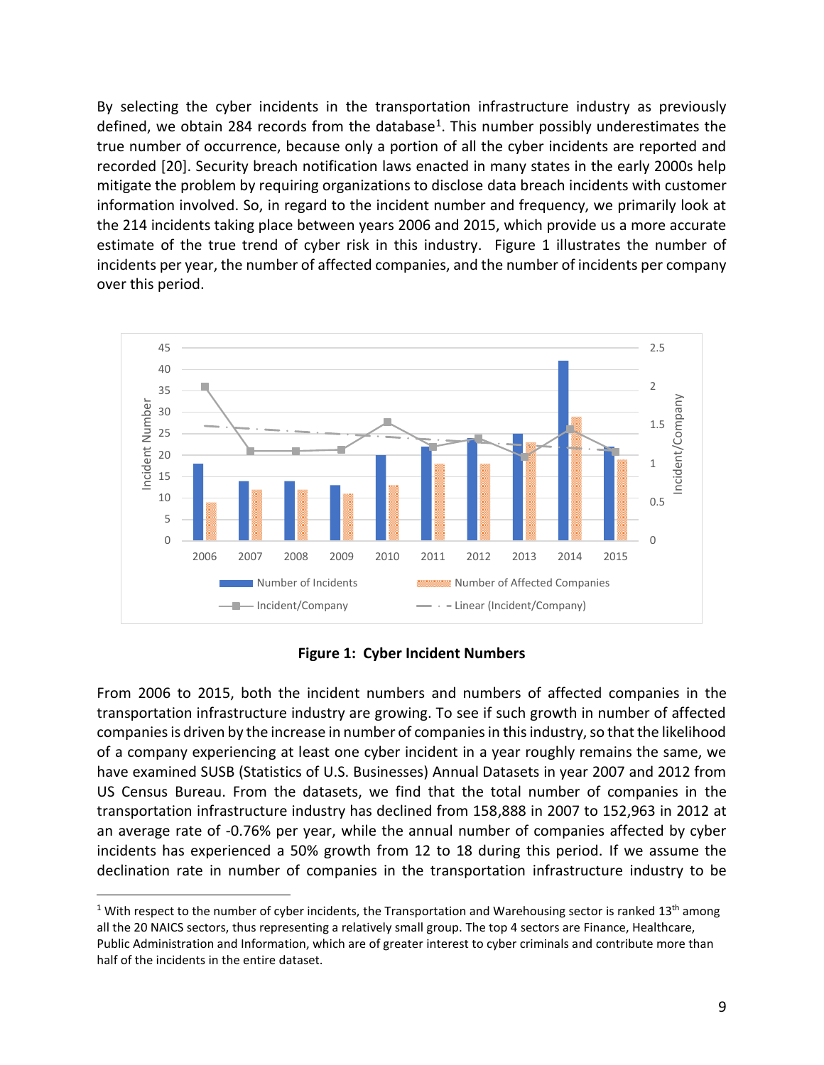By selecting the cyber incidents in the transportation infrastructure industry as previously defined, we obtain 284 records from the database[1]. This number possibly underestimates the true number of occurrence, because only a portion of all the cyber incidents are reported and recorded [20]. Security breach notification laws enacted in many states in the early 2000s help mitigate the problem by requiring organizations to disclose data breach incidents with customer information involved. So, in regard to the incident number and frequency, we primarily look at the 214 incidents taking place between years 2006 and 2015, which provide us a more accurate estimate of the true trend of cyber risk in this industry. Figure 1 illustrates the number of incidents per year, the number of affected companies, and the number of incidents per company over this period.

**Figure 1: Cyber Incident Numbers**

From 2006 to 2015, both the incident numbers and numbers of affected companies in the transportation infrastructure industry are growing. To see if such growth in number of affected companies is driven by the increase in number of companies in this industry, so that the likelihood of a company experiencing at least one cyber incident in a year roughly remains the same, we have examined SUSB (Statistics of U.S. Businesses) Annual Datasets in year 2007 and 2012 from US Census Bureau. From the datasets, we find that the total number of companies in the transportation infrastructure industry has declined from 158,888 in 2007 to 152,963 in 2012 at an average rate of -0.76% per year, while the annual number of companies affected by cyber incidents has experienced a 50% growth from 12 to 18 during this period. If we assume the declination rate in number of companies in the transportation infrastructure industry to be

---

[1] With respect to the number of cyber incidents, the Transportation and Warehousing sector is ranked 13th among all the 20 NAICS sectors, thus representing a relatively small group. The top 4 sectors are Finance, Healthcare, Public Administration and Information, which are of greater interest to cyber criminals and contribute more than half of the incidents in the entire dataset.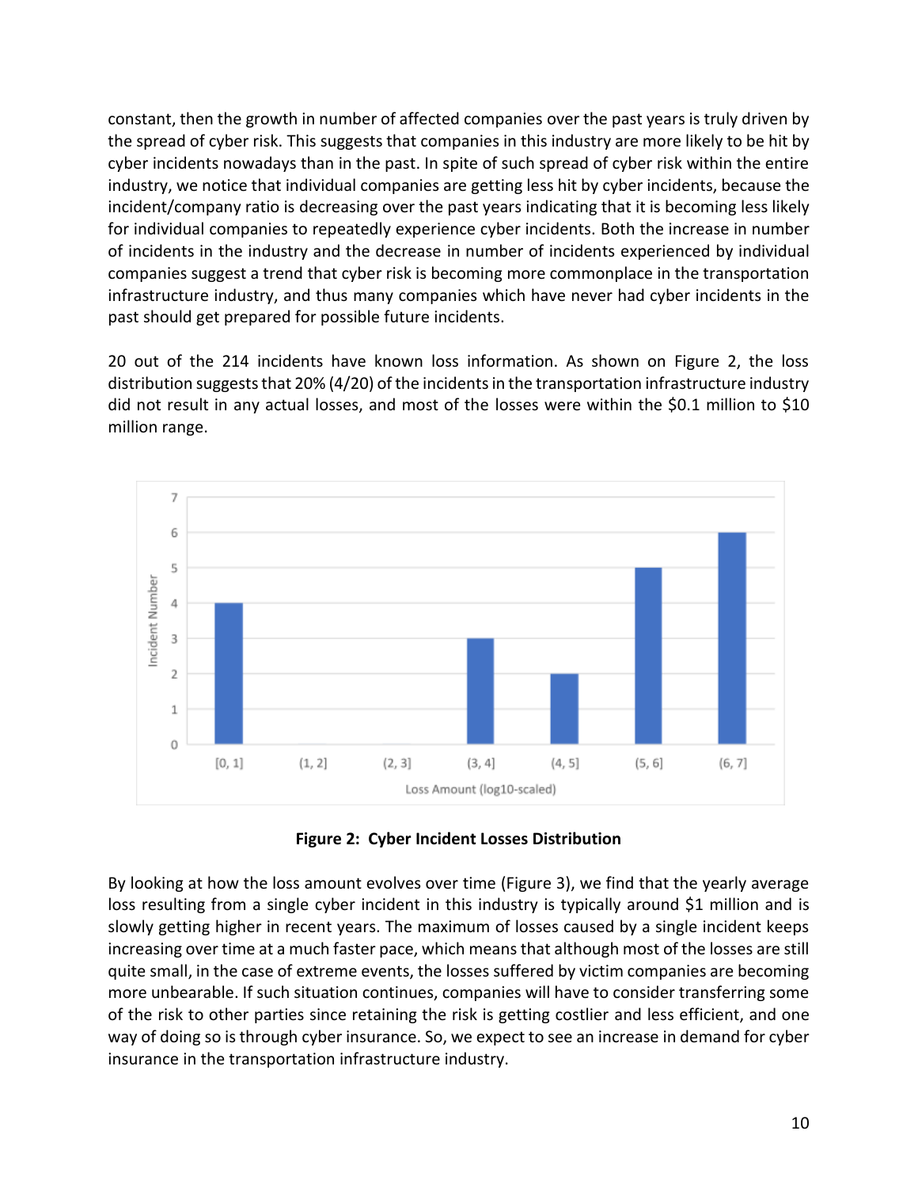constant, then the growth in number of affected companies over the past years is truly driven by the spread of cyber risk. This suggests that companies in this industry are more likely to be hit by cyber incidents nowadays than in the past. In spite of such spread of cyber risk within the entire industry, we notice that individual companies are getting less hit by cyber incidents, because the incident/company ratio is decreasing over the past years indicating that it is becoming less likely for individual companies to repeatedly experience cyber incidents. Both the increase in number of incidents in the industry and the decrease in number of incidents experienced by individual companies suggest a trend that cyber risk is becoming more commonplace in the transportation infrastructure industry, and thus many companies which have never had cyber incidents in the past should get prepared for possible future incidents.

20 out of the 214 incidents have known loss information. As shown on Figure 2, the loss distribution suggests that 20% (4/20) of the incidents in the transportation infrastructure industry did not result in any actual losses, and most of the losses were within the $0.1 million to $10 million range.

**Figure 2: Cyber Incident Losses Distribution**

By looking at how the loss amount evolves over time (Figure 3), we find that the yearly average loss resulting from a single cyber incident in this industry is typically around $1 million and is slowly getting higher in recent years. The maximum of losses caused by a single incident keeps increasing over time at a much faster pace, which means that although most of the losses are still quite small, in the case of extreme events, the losses suffered by victim companies are becoming more unbearable. If such situation continues, companies will have to consider transferring some of the risk to other parties since retaining the risk is getting costlier and less efficient, and one way of doing so is through cyber insurance. So, we expect to see an increase in demand for cyber insurance in the transportation infrastructure industry.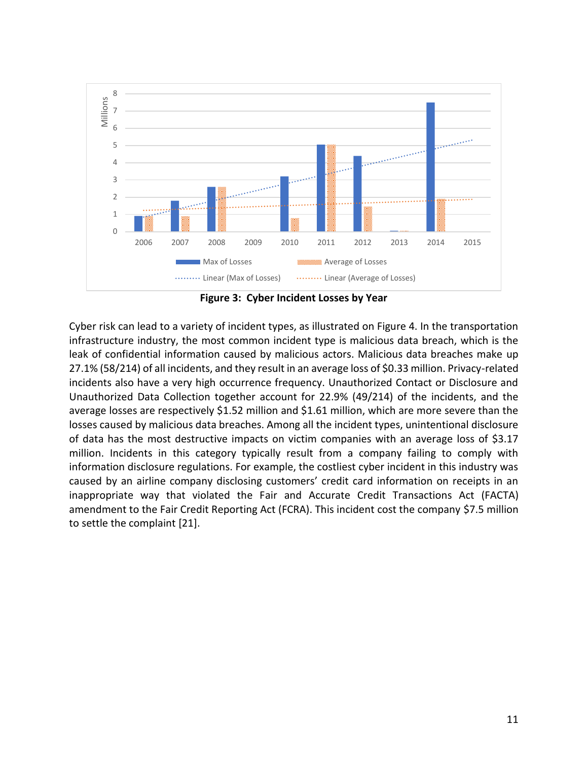**Figure 3: Cyber Incident Losses by Year**

Cyber risk can lead to a variety of incident types, as illustrated on Figure 4. In the transportation infrastructure industry, the most common incident type is malicious data breach, which is the leak of confidential information caused by malicious actors. Malicious data breaches make up 27.1% (58/214) of all incidents, and they result in an average loss of $0.33 million. Privacy-related incidents also have a very high occurrence frequency. Unauthorized Contact or Disclosure and Unauthorized Data Collection together account for 22.9% (49/214) of the incidents, and the average losses are respectively $1.52 million and $1.61 million, which are more severe than the losses caused by malicious data breaches. Among all the incident types, unintentional disclosure of data has the most destructive impacts on victim companies with an average loss of $3.17 million. Incidents in this category typically result from a company failing to comply with information disclosure regulations. For example, the costliest cyber incident in this industry was caused by an airline company disclosing customers' credit card information on receipts in an inappropriate way that violated the Fair and Accurate Credit Transactions Act (FACTA) amendment to the Fair Credit Reporting Act (FCRA). This incident cost the company $7.5 million to settle the complaint [21].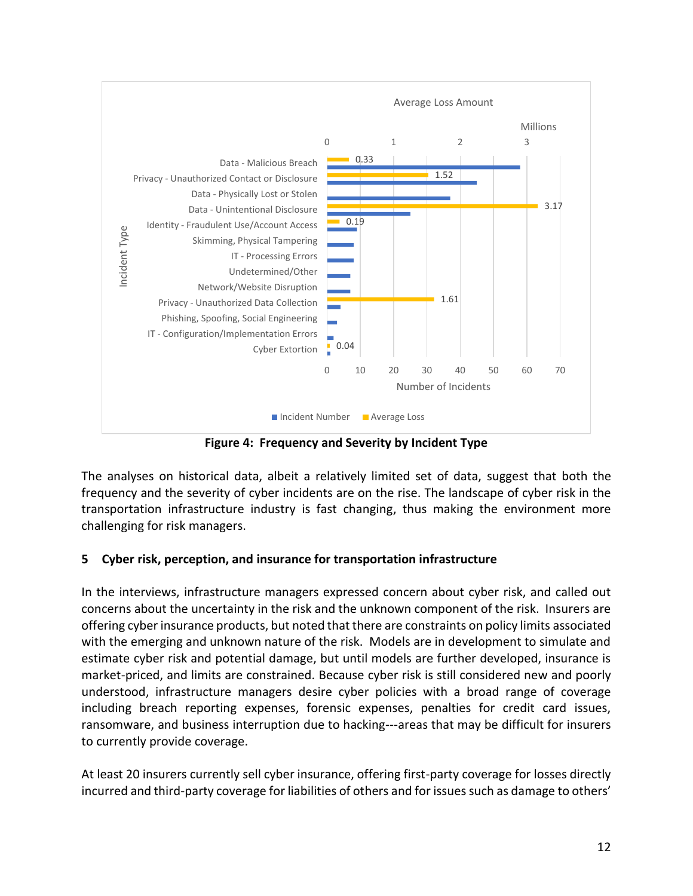**Figure 4: Frequency and Severity by Incident Type**

The analyses on historical data, albeit a relatively limited set of data, suggest that both the frequency and the severity of cyber incidents are on the rise. The landscape of cyber risk in the transportation infrastructure industry is fast changing, thus making the environment more challenging for risk managers.

## 5 Cyber risk, perception, and insurance for transportation infrastructure

In the interviews, infrastructure managers expressed concern about cyber risk, and called out concerns about the uncertainty in the risk and the unknown component of the risk. Insurers are offering cyber insurance products, but noted that there are constraints on policy limits associated with the emerging and unknown nature of the risk. Models are in development to simulate and estimate cyber risk and potential damage, but until models are further developed, insurance is market-priced, and limits are constrained. Because cyber risk is still considered new and poorly understood, infrastructure managers desire cyber policies with a broad range of coverage including breach reporting expenses, forensic expenses, penalties for credit card issues, ransomware, and business interruption due to hacking---areas that may be difficult for insurers to currently provide coverage.

At least 20 insurers currently sell cyber insurance, offering first-party coverage for losses directly incurred and third-party coverage for liabilities of others and for issues such as damage to others'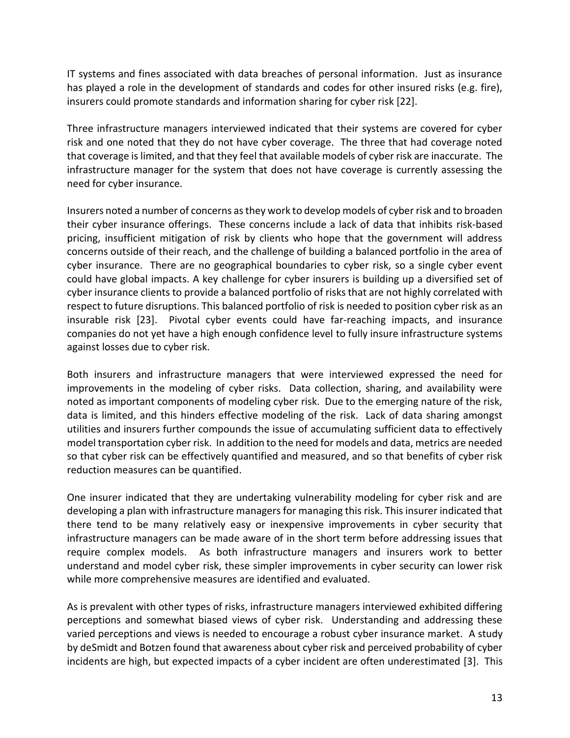IT systems and fines associated with data breaches of personal information. Just as insurance has played a role in the development of standards and codes for other insured risks (e.g. fire), insurers could promote standards and information sharing for cyber risk [22].

Three infrastructure managers interviewed indicated that their systems are covered for cyber risk and one noted that they do not have cyber coverage. The three that had coverage noted that coverage is limited, and that they feel that available models of cyber risk are inaccurate. The infrastructure manager for the system that does not have coverage is currently assessing the need for cyber insurance.

Insurers noted a number of concerns as they work to develop models of cyber risk and to broaden their cyber insurance offerings. These concerns include a lack of data that inhibits risk-based pricing, insufficient mitigation of risk by clients who hope that the government will address concerns outside of their reach, and the challenge of building a balanced portfolio in the area of cyber insurance. There are no geographical boundaries to cyber risk, so a single cyber event could have global impacts. A key challenge for cyber insurers is building up a diversified set of cyber insurance clients to provide a balanced portfolio of risks that are not highly correlated with respect to future disruptions. This balanced portfolio of risk is needed to position cyber risk as an insurable risk [23]. Pivotal cyber events could have far-reaching impacts, and insurance companies do not yet have a high enough confidence level to fully insure infrastructure systems against losses due to cyber risk.

Both insurers and infrastructure managers that were interviewed expressed the need for improvements in the modeling of cyber risks. Data collection, sharing, and availability were noted as important components of modeling cyber risk. Due to the emerging nature of the risk, data is limited, and this hinders effective modeling of the risk. Lack of data sharing amongst utilities and insurers further compounds the issue of accumulating sufficient data to effectively model transportation cyber risk. In addition to the need for models and data, metrics are needed so that cyber risk can be effectively quantified and measured, and so that benefits of cyber risk reduction measures can be quantified.

One insurer indicated that they are undertaking vulnerability modeling for cyber risk and are developing a plan with infrastructure managers for managing this risk. This insurer indicated that there tend to be many relatively easy or inexpensive improvements in cyber security that infrastructure managers can be made aware of in the short term before addressing issues that require complex models. As both infrastructure managers and insurers work to better understand and model cyber risk, these simpler improvements in cyber security can lower risk while more comprehensive measures are identified and evaluated.

As is prevalent with other types of risks, infrastructure managers interviewed exhibited differing perceptions and somewhat biased views of cyber risk. Understanding and addressing these varied perceptions and views is needed to encourage a robust cyber insurance market. A study by deSmidt and Botzen found that awareness about cyber risk and perceived probability of cyber incidents are high, but expected impacts of a cyber incident are often underestimated [3]. This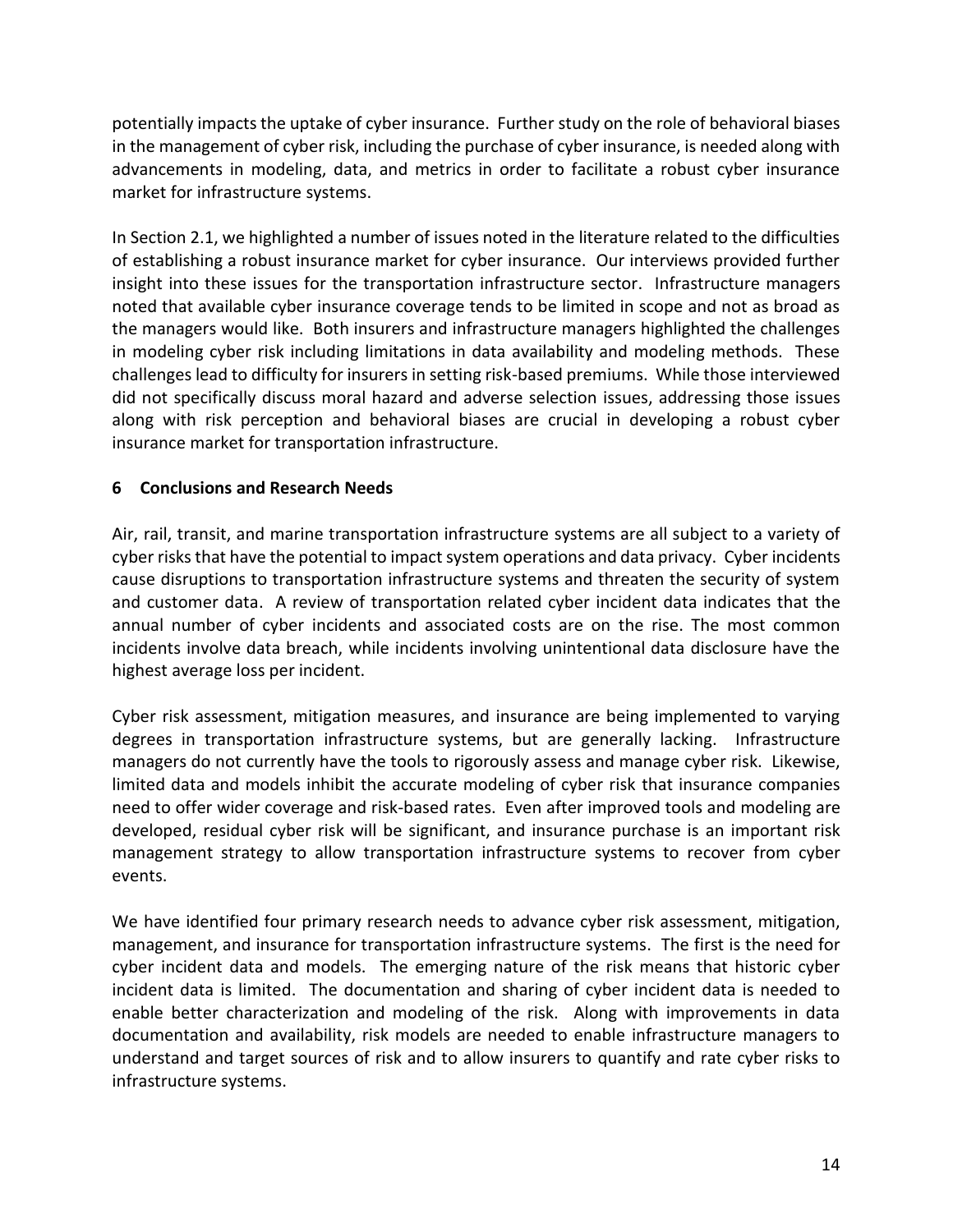potentially impacts the uptake of cyber insurance. Further study on the role of behavioral biases in the management of cyber risk, including the purchase of cyber insurance, is needed along with advancements in modeling, data, and metrics in order to facilitate a robust cyber insurance market for infrastructure systems.

In Section 2.1, we highlighted a number of issues noted in the literature related to the difficulties of establishing a robust insurance market for cyber insurance. Our interviews provided further insight into these issues for the transportation infrastructure sector. Infrastructure managers noted that available cyber insurance coverage tends to be limited in scope and not as broad as the managers would like. Both insurers and infrastructure managers highlighted the challenges in modeling cyber risk including limitations in data availability and modeling methods. These challenges lead to difficulty for insurers in setting risk-based premiums. While those interviewed did not specifically discuss moral hazard and adverse selection issues, addressing those issues along with risk perception and behavioral biases are crucial in developing a robust cyber insurance market for transportation infrastructure.

## 6 Conclusions and Research Needs

Air, rail, transit, and marine transportation infrastructure systems are all subject to a variety of cyber risks that have the potential to impact system operations and data privacy. Cyber incidents cause disruptions to transportation infrastructure systems and threaten the security of system and customer data. A review of transportation related cyber incident data indicates that the annual number of cyber incidents and associated costs are on the rise. The most common incidents involve data breach, while incidents involving unintentional data disclosure have the highest average loss per incident.

Cyber risk assessment, mitigation measures, and insurance are being implemented to varying degrees in transportation infrastructure systems, but are generally lacking. Infrastructure managers do not currently have the tools to rigorously assess and manage cyber risk. Likewise, limited data and models inhibit the accurate modeling of cyber risk that insurance companies need to offer wider coverage and risk-based rates. Even after improved tools and modeling are developed, residual cyber risk will be significant, and insurance purchase is an important risk management strategy to allow transportation infrastructure systems to recover from cyber events.

We have identified four primary research needs to advance cyber risk assessment, mitigation, management, and insurance for transportation infrastructure systems. The first is the need for cyber incident data and models. The emerging nature of the risk means that historic cyber incident data is limited. The documentation and sharing of cyber incident data is needed to enable better characterization and modeling of the risk. Along with improvements in data documentation and availability, risk models are needed to enable infrastructure managers to understand and target sources of risk and to allow insurers to quantify and rate cyber risks to infrastructure systems.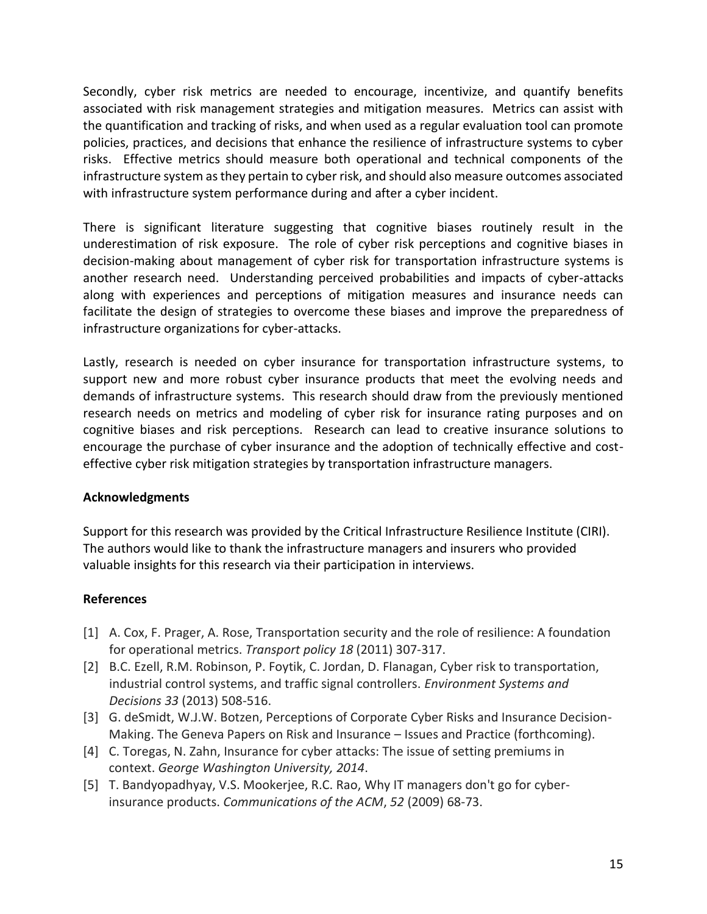Secondly, cyber risk metrics are needed to encourage, incentivize, and quantify benefits associated with risk management strategies and mitigation measures. Metrics can assist with the quantification and tracking of risks, and when used as a regular evaluation tool can promote policies, practices, and decisions that enhance the resilience of infrastructure systems to cyber risks. Effective metrics should measure both operational and technical components of the infrastructure system as they pertain to cyber risk, and should also measure outcomes associated with infrastructure system performance during and after a cyber incident.

There is significant literature suggesting that cognitive biases routinely result in the underestimation of risk exposure. The role of cyber risk perceptions and cognitive biases in decision-making about management of cyber risk for transportation infrastructure systems is another research need. Understanding perceived probabilities and impacts of cyber-attacks along with experiences and perceptions of mitigation measures and insurance needs can facilitate the design of strategies to overcome these biases and improve the preparedness of infrastructure organizations for cyber-attacks.

Lastly, research is needed on cyber insurance for transportation infrastructure systems, to support new and more robust cyber insurance products that meet the evolving needs and demands of infrastructure systems. This research should draw from the previously mentioned research needs on metrics and modeling of cyber risk for insurance rating purposes and on cognitive biases and risk perceptions. Research can lead to creative insurance solutions to encourage the purchase of cyber insurance and the adoption of technically effective and cost-effective cyber risk mitigation strategies by transportation infrastructure managers.

**Acknowledgments**

Support for this research was provided by the Critical Infrastructure Resilience Institute (CIRI). The authors would like to thank the infrastructure managers and insurers who provided valuable insights for this research via their participation in interviews.

**References**

[1] A. Cox, F. Prager, A. Rose, Transportation security and the role of resilience: A foundation for operational metrics. *Transport policy 18* (2011) 307-317.

[2] B.C. Ezell, R.M. Robinson, P. Foytik, C. Jordan, D. Flanagan, Cyber risk to transportation, industrial control systems, and traffic signal controllers. *Environment Systems and Decisions 33* (2013) 508-516.

[3] G. deSmidt, W.J.W. Botzen, Perceptions of Corporate Cyber Risks and Insurance Decision-Making. The Geneva Papers on Risk and Insurance – Issues and Practice (forthcoming).

[4] C. Toregas, N. Zahn, Insurance for cyber attacks: The issue of setting premiums in context. *George Washington University, 2014*.

[5] T. Bandyopadhyay, V.S. Mookerjee, R.C. Rao, Why IT managers don't go for cyber-insurance products. *Communications of the ACM*, *52* (2009) 68-73.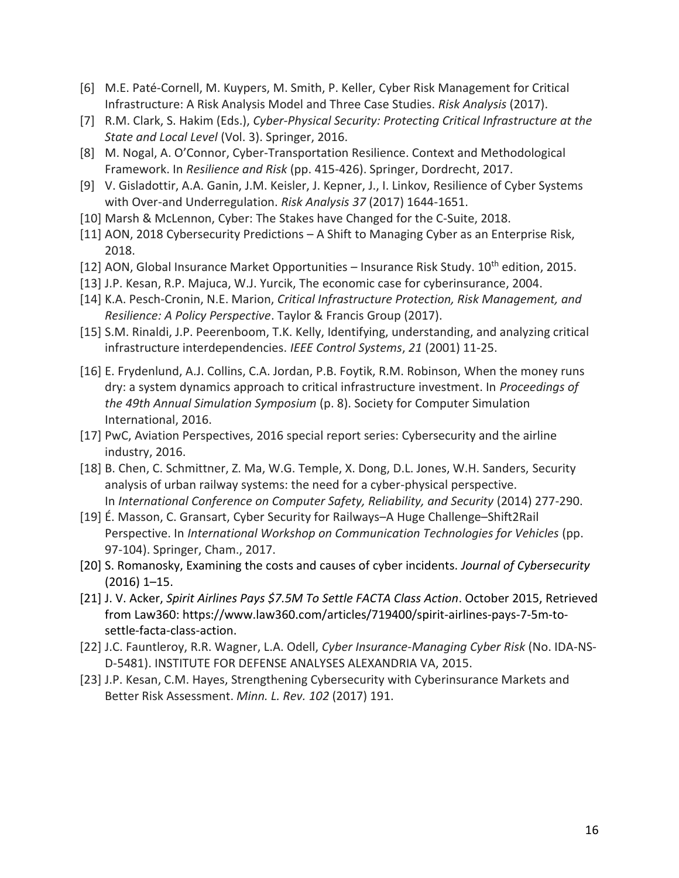[6] M.E. Paté-Cornell, M. Kuypers, M. Smith, P. Keller, Cyber Risk Management for Critical Infrastructure: A Risk Analysis Model and Three Case Studies. *Risk Analysis* (2017).

[7] R.M. Clark, S. Hakim (Eds.), *Cyber-Physical Security: Protecting Critical Infrastructure at the State and Local Level* (Vol. 3). Springer, 2016.

[8] M. Nogal, A. O'Connor, Cyber-Transportation Resilience. Context and Methodological Framework. In *Resilience and Risk* (pp. 415-426). Springer, Dordrecht, 2017.

[9] V. Gisladottir, A.A. Ganin, J.M. Keisler, J. Kepner, J., I. Linkov, Resilience of Cyber Systems with Over-and Underregulation. *Risk Analysis 37* (2017) 1644-1651.

[10] Marsh & McLennon, Cyber: The Stakes have Changed for the C-Suite, 2018.

[11] AON, 2018 Cybersecurity Predictions – A Shift to Managing Cyber as an Enterprise Risk, 2018.

[12] AON, Global Insurance Market Opportunities – Insurance Risk Study. 10th edition, 2015.

[13] J.P. Kesan, R.P. Majuca, W.J. Yurcik, The economic case for cyberinsurance, 2004.

[14] K.A. Pesch-Cronin, N.E. Marion, *Critical Infrastructure Protection, Risk Management, and Resilience: A Policy Perspective*. Taylor & Francis Group (2017).

[15] S.M. Rinaldi, J.P. Peerenboom, T.K. Kelly, Identifying, understanding, and analyzing critical infrastructure interdependencies. *IEEE Control Systems*, *21* (2001) 11-25.

[16] E. Frydenlund, A.J. Collins, C.A. Jordan, P.B. Foytik, R.M. Robinson, When the money runs dry: a system dynamics approach to critical infrastructure investment. In *Proceedings of the 49th Annual Simulation Symposium* (p. 8). Society for Computer Simulation International, 2016.

[17] PwC, Aviation Perspectives, 2016 special report series: Cybersecurity and the airline industry, 2016.

[18] B. Chen, C. Schmittner, Z. Ma, W.G. Temple, X. Dong, D.L. Jones, W.H. Sanders, Security analysis of urban railway systems: the need for a cyber-physical perspective. In *International Conference on Computer Safety, Reliability, and Security* (2014) 277-290.

[19] É. Masson, C. Gransart, Cyber Security for Railways–A Huge Challenge–Shift2Rail Perspective. In *International Workshop on Communication Technologies for Vehicles* (pp. 97-104). Springer, Cham., 2017.

[20] S. Romanosky, Examining the costs and causes of cyber incidents. *Journal of Cybersecurity* (2016) 1–15.

[21] J. V. Acker, *Spirit Airlines Pays $7.5M To Settle FACTA Class Action*. October 2015, Retrieved from Law360: https://www.law360.com/articles/719400/spirit-airlines-pays-7-5m-to-settle-facta-class-action.

[22] J.C. Fauntleroy, R.R. Wagner, L.A. Odell, *Cyber Insurance-Managing Cyber Risk* (No. IDA-NS-D-5481). INSTITUTE FOR DEFENSE ANALYSES ALEXANDRIA VA, 2015.

[23] J.P. Kesan, C.M. Hayes, Strengthening Cybersecurity with Cyberinsurance Markets and Better Risk Assessment. *Minn. L. Rev. 102* (2017) 191.